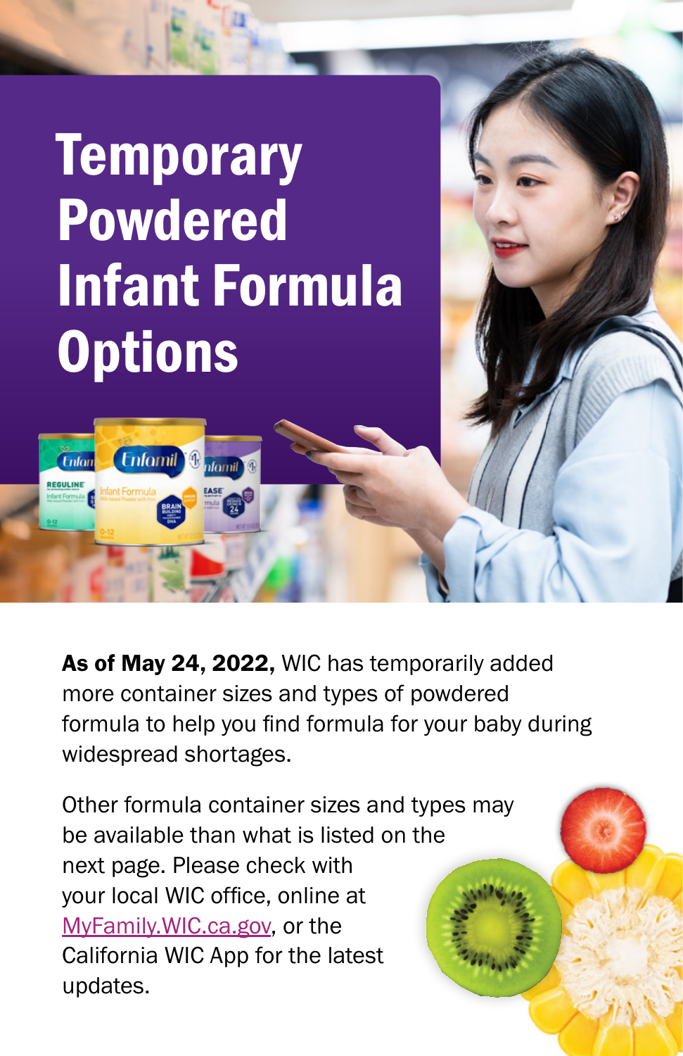# Temporary Powdered Infant Formula Options

**As of May 24, 2022,** WIC has temporarily added more container sizes and types of powdered formula to help you find formula for your baby during widespread shortages.

Other formula container sizes and types may be available than what is listed on the next page. Please check with your local WIC office, online at MyFamily.WIC.ca.gov, or the California WIC App for the latest updates.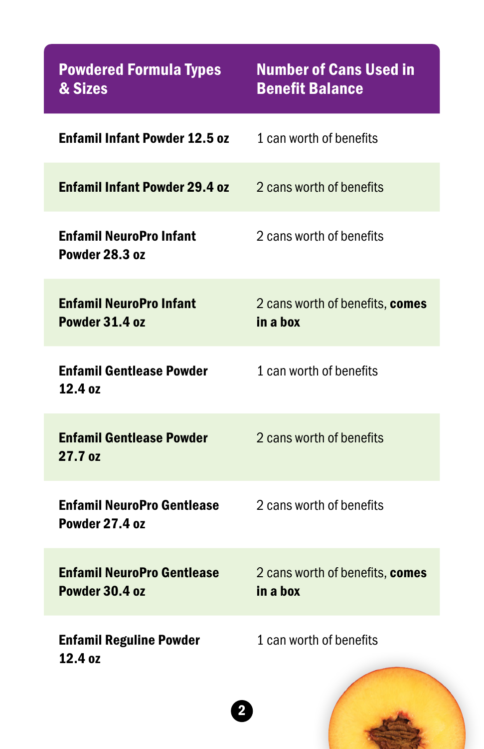| Powdered Formula Types & Sizes | Number of Cans Used in Benefit Balance |
| --- | --- |
| **Enfamil Infant Powder 12.5 oz** | 1 can worth of benefits |
| **Enfamil Infant Powder 29.4 oz** | 2 cans worth of benefits |
| **Enfamil NeuroPro Infant Powder 28.3 oz** | 2 cans worth of benefits |
| **Enfamil NeuroPro Infant Powder 31.4 oz** | 2 cans worth of benefits, **comes in a box** |
| **Enfamil Gentlease Powder 12.4 oz** | 1 can worth of benefits |
| **Enfamil Gentlease Powder 27.7 oz** | 2 cans worth of benefits |
| **Enfamil NeuroPro Gentlease Powder 27.4 oz** | 2 cans worth of benefits |
| **Enfamil NeuroPro Gentlease Powder 30.4 oz** | 2 cans worth of benefits, **comes in a box** |
| **Enfamil Reguline Powder 12.4 oz** | 1 can worth of benefits |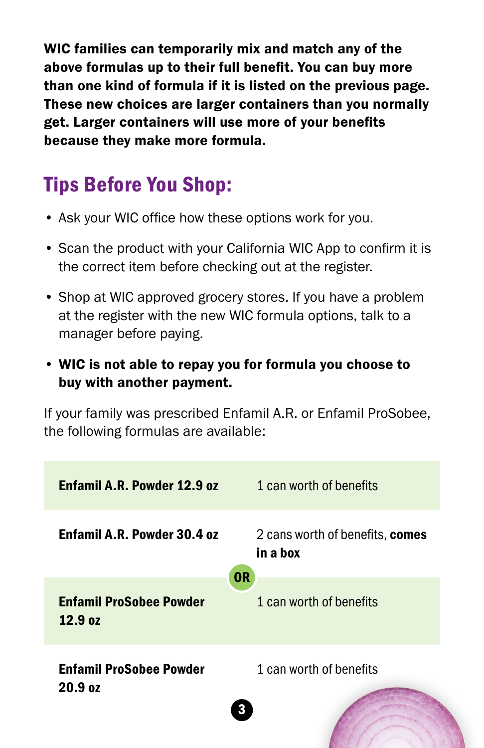**WIC families can temporarily mix and match any of the above formulas up to their full benefit. You can buy more than one kind of formula if it is listed on the previous page. These new choices are larger containers than you normally get. Larger containers will use more of your benefits because they make more formula.**

## Tips Before You Shop:

- Ask your WIC office how these options work for you.
- Scan the product with your California WIC App to confirm it is the correct item before checking out at the register.
- Shop at WIC approved grocery stores. If you have a problem at the register with the new WIC formula options, talk to a manager before paying.
- **WIC is not able to repay you for formula you choose to buy with another payment.**

If your family was prescribed Enfamil A.R. or Enfamil ProSobee, the following formulas are available:

| | |
|---|---|
| **Enfamil A.R. Powder 12.9 oz** | 1 can worth of benefits |
| **Enfamil A.R. Powder 30.4 oz** | 2 cans worth of benefits, **comes in a box** |
| **OR** | |
| **Enfamil ProSobee Powder 12.9 oz** | 1 can worth of benefits |
| **Enfamil ProSobee Powder 20.9 oz** | 1 can worth of benefits |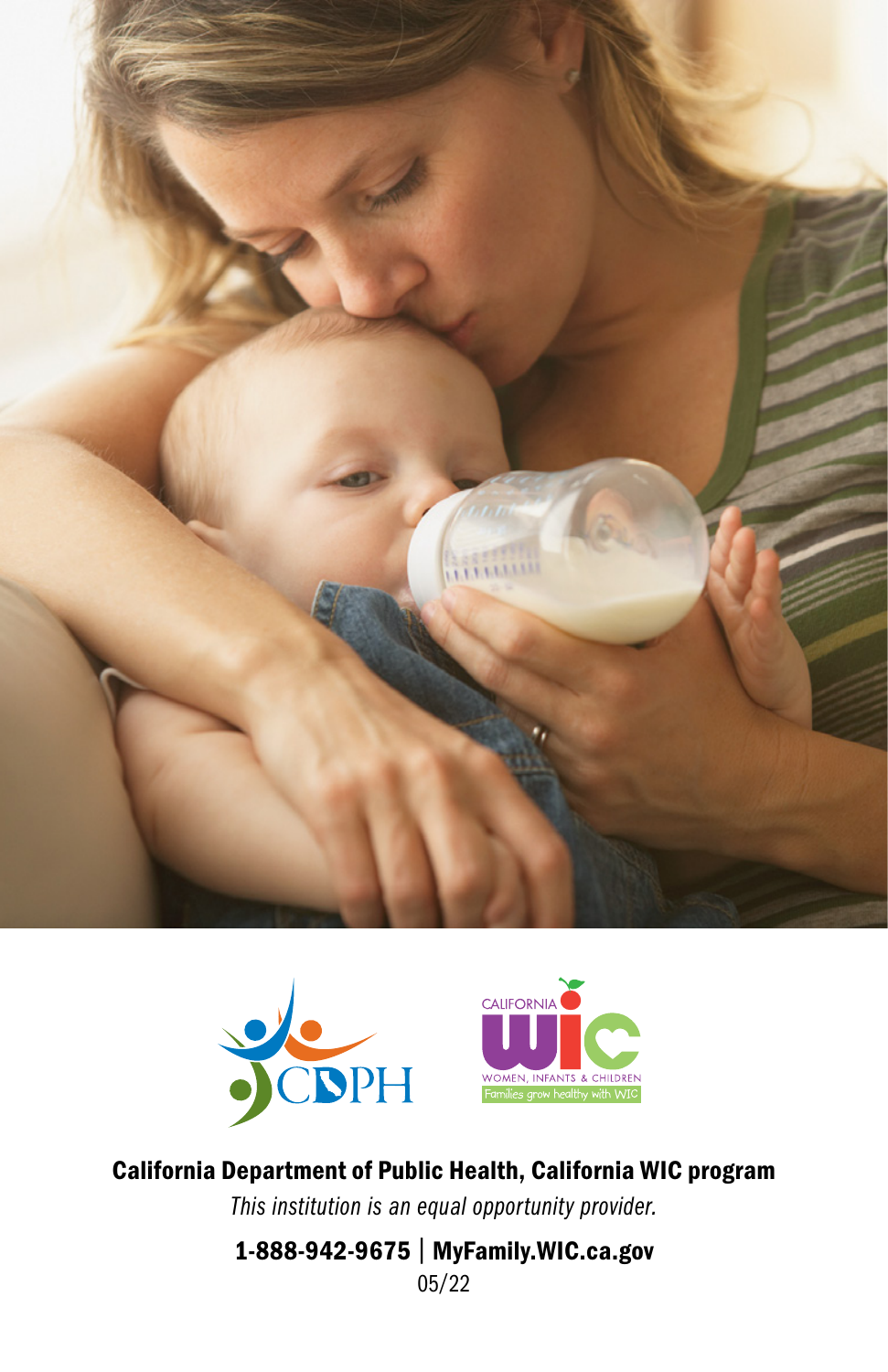**California Department of Public Health, California WIC program**

*This institution is an equal opportunity provider.*

**1-888-942-9675 | MyFamily.WIC.ca.gov**

05/22